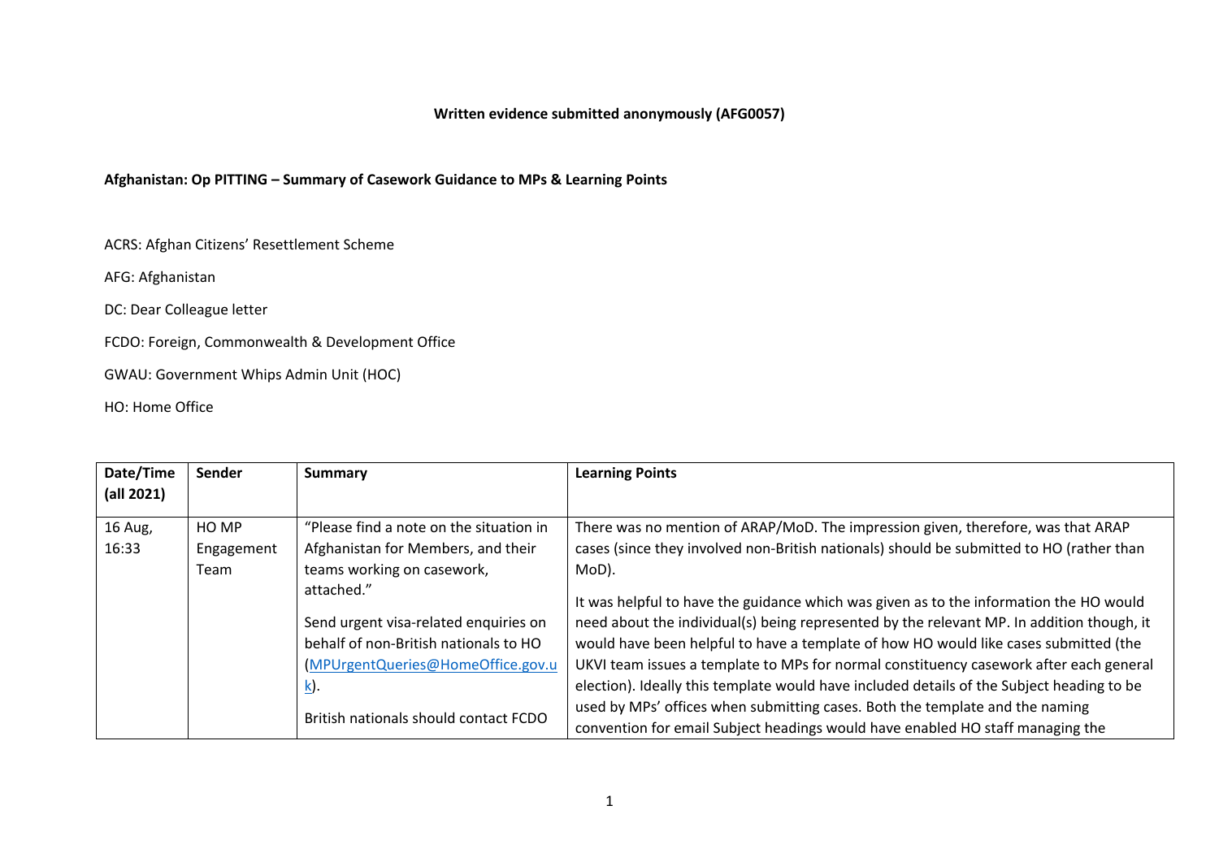**Written evidence submitted anonymously (AFG0057)**

**Afghanistan: Op PITTING – Summary of Casework Guidance to MPs & Learning Points**

ACRS: Afghan Citizens' Resettlement Scheme

AFG: Afghanistan

DC: Dear Colleague letter

FCDO: Foreign, Commonwealth & Development Office

GWAU: Government Whips Admin Unit (HOC)

HO: Home Office

| Date/Time (all 2021) | Sender | Summary | Learning Points |
|---|---|---|---|
| 16 Aug, 16:33 | HO MP Engagement Team | "Please find a note on the situation in Afghanistan for Members, and their teams working on casework, attached."<br><br>Send urgent visa-related enquiries on behalf of non-British nationals to HO (MPUrgentQueries@HomeOffice.gov.uk).<br><br>British nationals should contact FCDO | There was no mention of ARAP/MoD. The impression given, therefore, was that ARAP cases (since they involved non-British nationals) should be submitted to HO (rather than MoD).<br><br>It was helpful to have the guidance which was given as to the information the HO would need about the individual(s) being represented by the relevant MP. In addition though, it would have been helpful to have a template of how HO would like cases submitted (the UKVI team issues a template to MPs for normal constituency casework after each general election). Ideally this template would have included details of the Subject heading to be used by MPs' offices when submitting cases. Both the template and the naming convention for email Subject headings would have enabled HO staff managing the |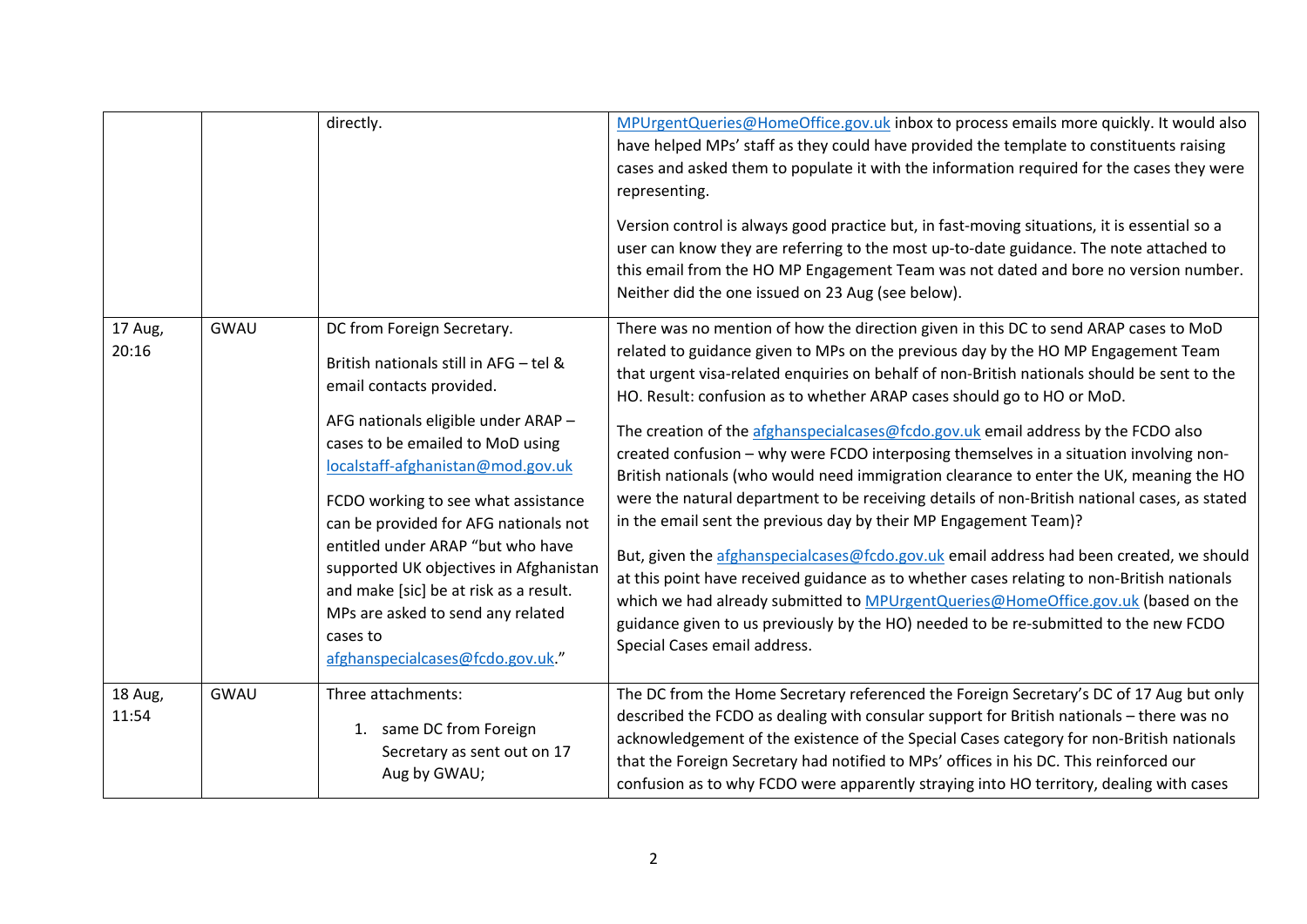| | | | |
|---|---|---|---|
| | | directly. | MPUrgentQueries@HomeOffice.gov.uk inbox to process emails more quickly. It would also have helped MPs' staff as they could have provided the template to constituents raising cases and asked them to populate it with the information required for the cases they were representing.<br><br>Version control is always good practice but, in fast-moving situations, it is essential so a user can know they are referring to the most up-to-date guidance. The note attached to this email from the HO MP Engagement Team was not dated and bore no version number. Neither did the one issued on 23 Aug (see below). |
| 17 Aug, 20:16 | GWAU | DC from Foreign Secretary.<br><br>British nationals still in AFG – tel & email contacts provided.<br><br>AFG nationals eligible under ARAP – cases to be emailed to MoD using localstaff-afghanistan@mod.gov.uk<br><br>FCDO working to see what assistance can be provided for AFG nationals not entitled under ARAP "but who have supported UK objectives in Afghanistan and make [sic] be at risk as a result. MPs are asked to send any related cases to afghanspecialcases@fcdo.gov.uk." | There was no mention of how the direction given in this DC to send ARAP cases to MoD related to guidance given to MPs on the previous day by the HO MP Engagement Team that urgent visa-related enquiries on behalf of non-British nationals should be sent to the HO. Result: confusion as to whether ARAP cases should go to HO or MoD.<br><br>The creation of the afghanspecialcases@fcdo.gov.uk email address by the FCDO also created confusion – why were FCDO interposing themselves in a situation involving non-British nationals (who would need immigration clearance to enter the UK, meaning the HO were the natural department to be receiving details of non-British national cases, as stated in the email sent the previous day by their MP Engagement Team)?<br><br>But, given the afghanspecialcases@fcdo.gov.uk email address had been created, we should at this point have received guidance as to whether cases relating to non-British nationals which we had already submitted to MPUrgentQueries@HomeOffice.gov.uk (based on the guidance given to us previously by the HO) needed to be re-submitted to the new FCDO Special Cases email address. |
| 18 Aug, 11:54 | GWAU | Three attachments:<br><br>1. same DC from Foreign Secretary as sent out on 17 Aug by GWAU; | The DC from the Home Secretary referenced the Foreign Secretary's DC of 17 Aug but only described the FCDO as dealing with consular support for British nationals – there was no acknowledgement of the existence of the Special Cases category for non-British nationals that the Foreign Secretary had notified to MPs' offices in his DC. This reinforced our confusion as to why FCDO were apparently straying into HO territory, dealing with cases |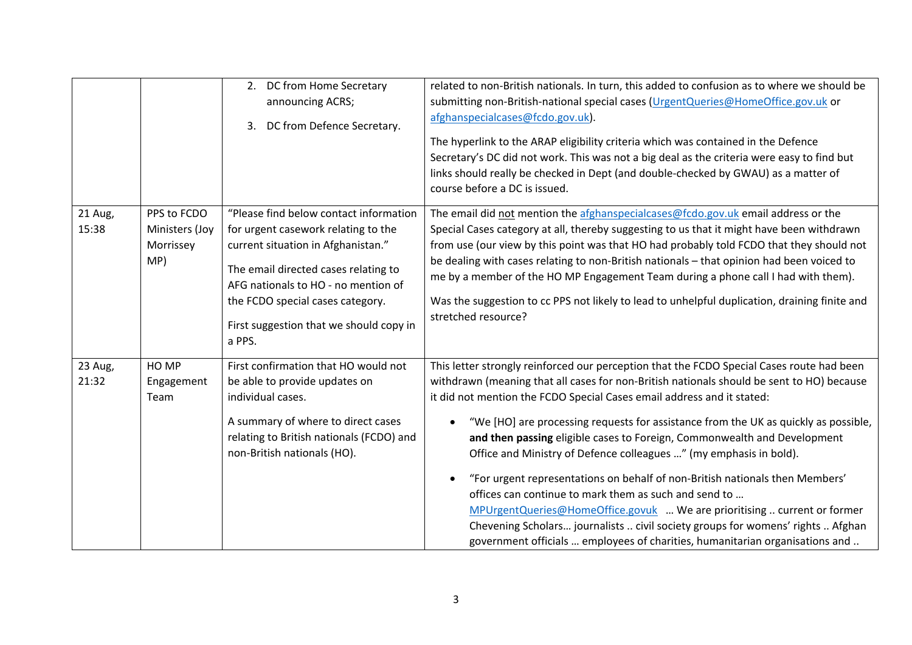| | | | |
|---|---|---|---|
| | | 2. DC from Home Secretary announcing ACRS;<br><br>3. DC from Defence Secretary. | related to non-British nationals. In turn, this added to confusion as to where we should be submitting non-British-national special cases (UrgentQueries@HomeOffice.gov.uk or afghanspecialcases@fcdo.gov.uk).<br><br>The hyperlink to the ARAP eligibility criteria which was contained in the Defence Secretary's DC did not work. This was not a big deal as the criteria were easy to find but links should really be checked in Dept (and double-checked by GWAU) as a matter of course before a DC is issued. |
| 21 Aug, 15:38 | PPS to FCDO Ministers (Joy Morrissey MP) | "Please find below contact information for urgent casework relating to the current situation in Afghanistan."<br><br>The email directed cases relating to AFG nationals to HO - no mention of the FCDO special cases category.<br><br>First suggestion that we should copy in a PPS. | The email did not mention the afghanspecialcases@fcdo.gov.uk email address or the Special Cases category at all, thereby suggesting to us that it might have been withdrawn from use (our view by this point was that HO had probably told FCDO that they should not be dealing with cases relating to non-British nationals – that opinion had been voiced to me by a member of the HO MP Engagement Team during a phone call I had with them).<br><br>Was the suggestion to cc PPS not likely to lead to unhelpful duplication, draining finite and stretched resource? |
| 23 Aug, 21:32 | HO MP Engagement Team | First confirmation that HO would not be able to provide updates on individual cases.<br><br>A summary of where to direct cases relating to British nationals (FCDO) and non-British nationals (HO). | This letter strongly reinforced our perception that the FCDO Special Cases route had been withdrawn (meaning that all cases for non-British nationals should be sent to HO) because it did not mention the FCDO Special Cases email address and it stated:<br><br>• "We [HO] are processing requests for assistance from the UK as quickly as possible, **and then passing** eligible cases to Foreign, Commonwealth and Development Office and Ministry of Defence colleagues …" (my emphasis in bold).<br><br>• "For urgent representations on behalf of non-British nationals then Members' offices can continue to mark them as such and send to … MPUrgentQueries@HomeOffice.govuk … We are prioritising .. current or former Chevening Scholars… journalists .. civil society groups for womens' rights .. Afghan government officials … employees of charities, humanitarian organisations and .. |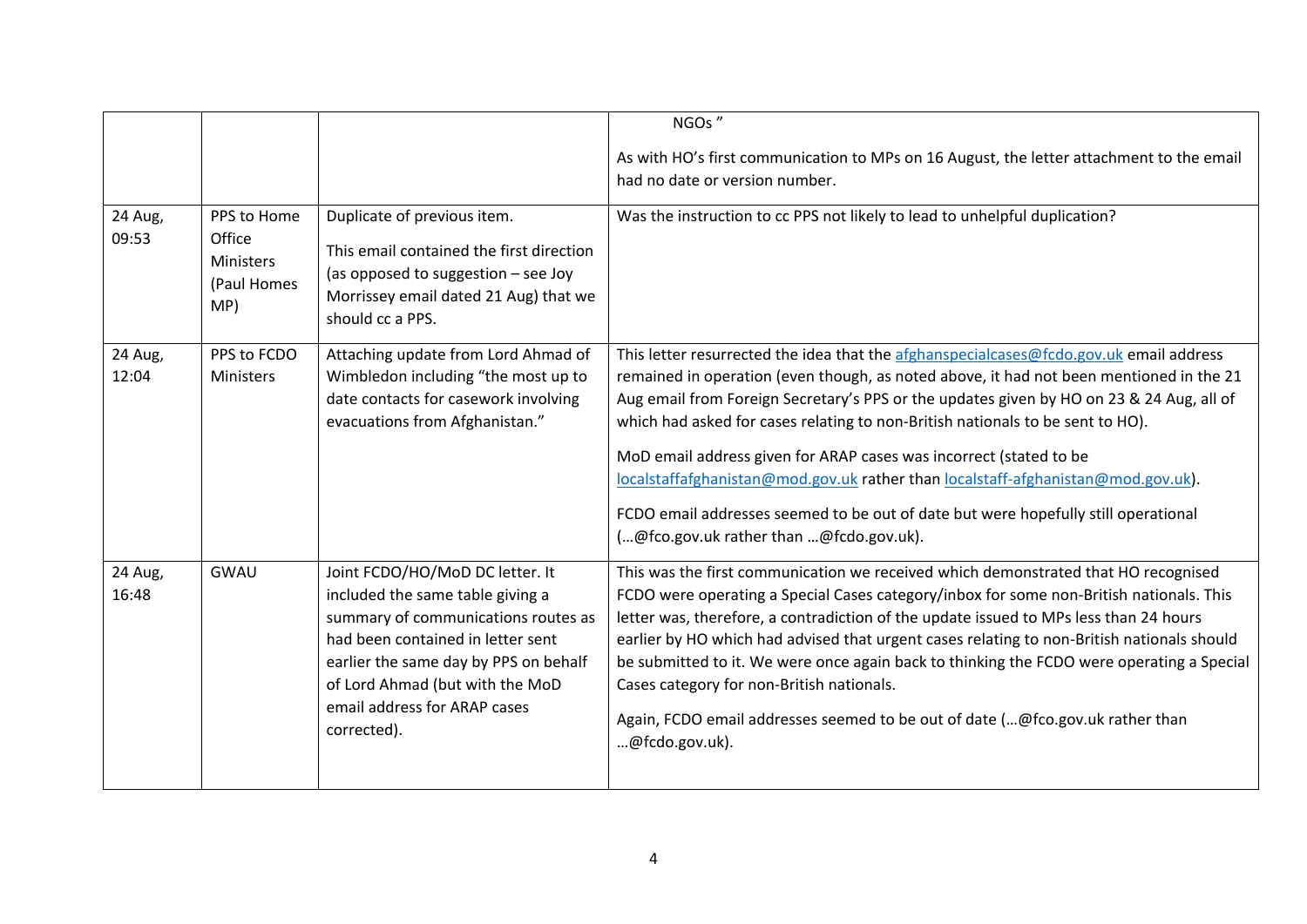| | | | NGOs " As with HO's first communication to MPs on 16 August, the letter attachment to the email had no date or version number. |
|---|---|---|---|
| 24 Aug, 09:53 | PPS to Home Office Ministers (Paul Homes MP) | Duplicate of previous item. This email contained the first direction (as opposed to suggestion – see Joy Morrissey email dated 21 Aug) that we should cc a PPS. | Was the instruction to cc PPS not likely to lead to unhelpful duplication? |
| 24 Aug, 12:04 | PPS to FCDO Ministers | Attaching update from Lord Ahmad of Wimbledon including "the most up to date contacts for casework involving evacuations from Afghanistan." | This letter resurrected the idea that the afghanspecialcases@fcdo.gov.uk email address remained in operation (even though, as noted above, it had not been mentioned in the 21 Aug email from Foreign Secretary's PPS or the updates given by HO on 23 & 24 Aug, all of which had asked for cases relating to non-British nationals to be sent to HO). MoD email address given for ARAP cases was incorrect (stated to be localstaffafghanistan@mod.gov.uk rather than localstaff-afghanistan@mod.gov.uk). FCDO email addresses seemed to be out of date but were hopefully still operational (…@fco.gov.uk rather than …@fcdo.gov.uk). |
| 24 Aug, 16:48 | GWAU | Joint FCDO/HO/MoD DC letter. It included the same table giving a summary of communications routes as had been contained in letter sent earlier the same day by PPS on behalf of Lord Ahmad (but with the MoD email address for ARAP cases corrected). | This was the first communication we received which demonstrated that HO recognised FCDO were operating a Special Cases category/inbox for some non-British nationals. This letter was, therefore, a contradiction of the update relating to MPs less than 24 hours earlier by HO which had advised that urgent cases relating to non-British nationals should be submitted to it. We were once again back to thinking the FCDO were operating a Special Cases category for non-British nationals. Again, FCDO email addresses seemed to be out of date (…@fco.gov.uk rather than …@fcdo.gov.uk). |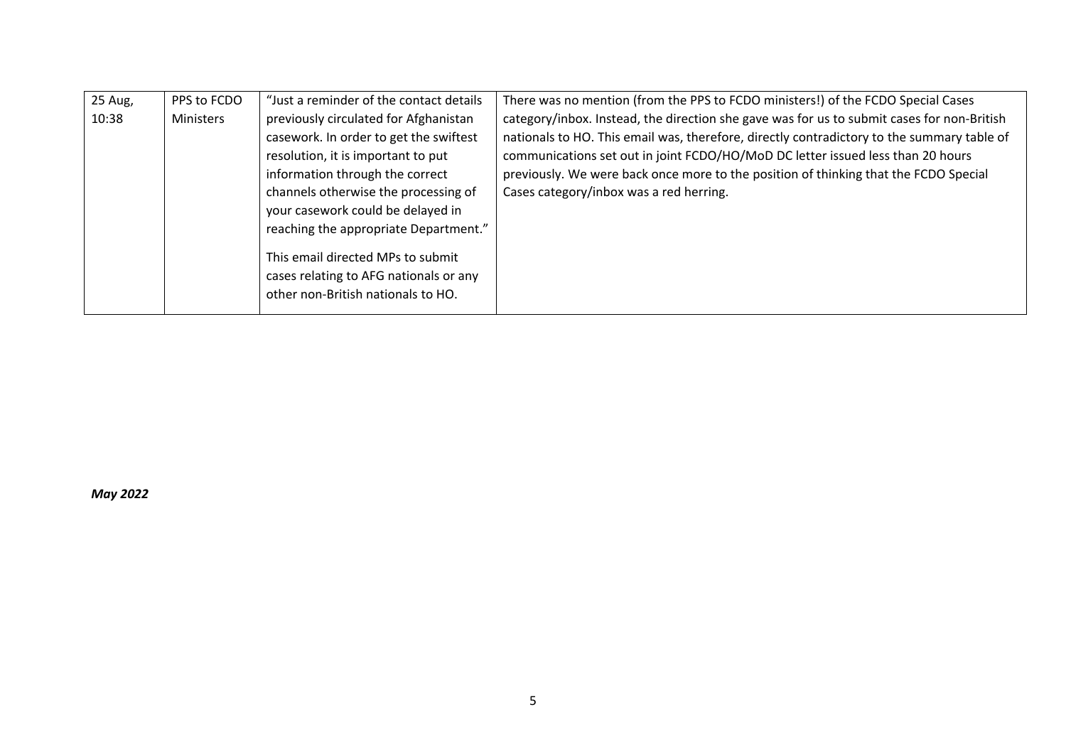| | | | |
|---|---|---|---|
| 25 Aug, 10:38 | PPS to FCDO Ministers | "Just a reminder of the contact details previously circulated for Afghanistan casework. In order to get the swiftest resolution, it is important to put information through the correct channels otherwise the processing of your casework could be delayed in reaching the appropriate Department."<br><br>This email directed MPs to submit cases relating to AFG nationals or any other non-British nationals to HO. | There was no mention (from the PPS to FCDO ministers!) of the FCDO Special Cases category/inbox. Instead, the direction she gave was for us to submit cases for non-British nationals to HO. This email was, therefore, directly contradictory to the summary table of communications set out in joint FCDO/HO/MoD DC letter issued less than 20 hours previously. We were back once more to the position of thinking that the FCDO Special Cases category/inbox was a red herring. |

***May 2022***